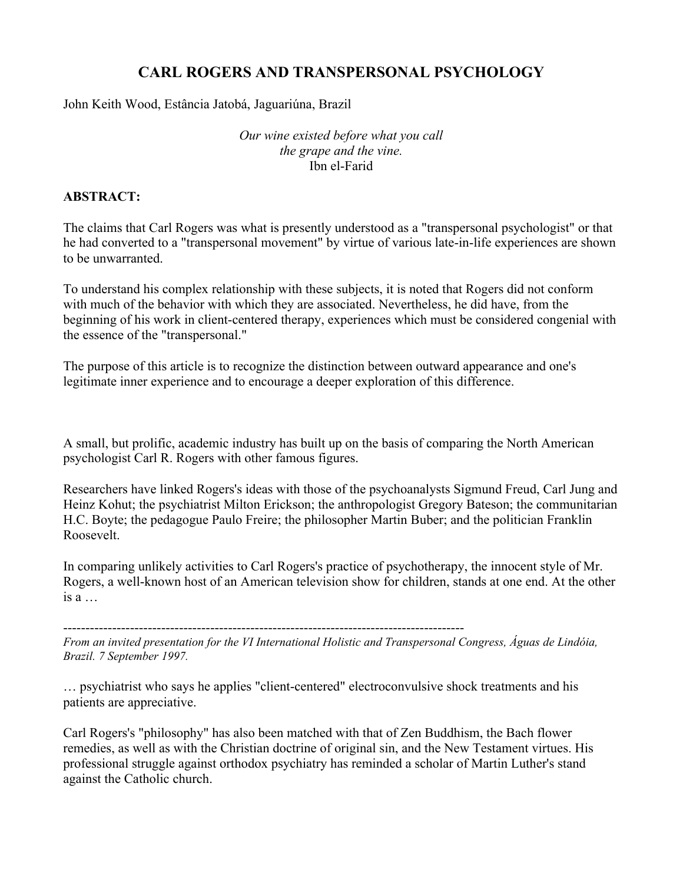# CARL ROGERS AND TRANSPERSONAL PSYCHOLOGY

John Keith Wood, Estância Jatobá, Jaguariúna, Brazil

*Our wine existed before what you call*
*the grape and the vine.*
Ibn el-Farid

**ABSTRACT:**

The claims that Carl Rogers was what is presently understood as a "transpersonal psychologist" or that he had converted to a "transpersonal movement" by virtue of various late-in-life experiences are shown to be unwarranted.

To understand his complex relationship with these subjects, it is noted that Rogers did not conform with much of the behavior with which they are associated. Nevertheless, he did have, from the beginning of his work in client-centered therapy, experiences which must be considered congenial with the essence of the "transpersonal."

The purpose of this article is to recognize the distinction between outward appearance and one's legitimate inner experience and to encourage a deeper exploration of this difference.

A small, but prolific, academic industry has built up on the basis of comparing the North American psychologist Carl R. Rogers with other famous figures.

Researchers have linked Rogers's ideas with those of the psychoanalysts Sigmund Freud, Carl Jung and Heinz Kohut; the psychiatrist Milton Erickson; the anthropologist Gregory Bateson; the communitarian H.C. Boyte; the pedagogue Paulo Freire; the philosopher Martin Buber; and the politician Franklin Roosevelt.

In comparing unlikely activities to Carl Rogers's practice of psychotherapy, the innocent style of Mr. Rogers, a well-known host of an American television show for children, stands at one end. At the other is a … psychiatrist who says he applies "client-centered" electroconvulsive shock treatments and his patients are appreciative.

Carl Rogers's "philosophy" has also been matched with that of Zen Buddhism, the Bach flower remedies, as well as with the Christian doctrine of original sin, and the New Testament virtues. His professional struggle against orthodox psychiatry has reminded a scholar of Martin Luther's stand against the Catholic church.

---

*From an invited presentation for the VI International Holistic and Transpersonal Congress, Águas de Lindóia, Brazil. 7 September 1997.*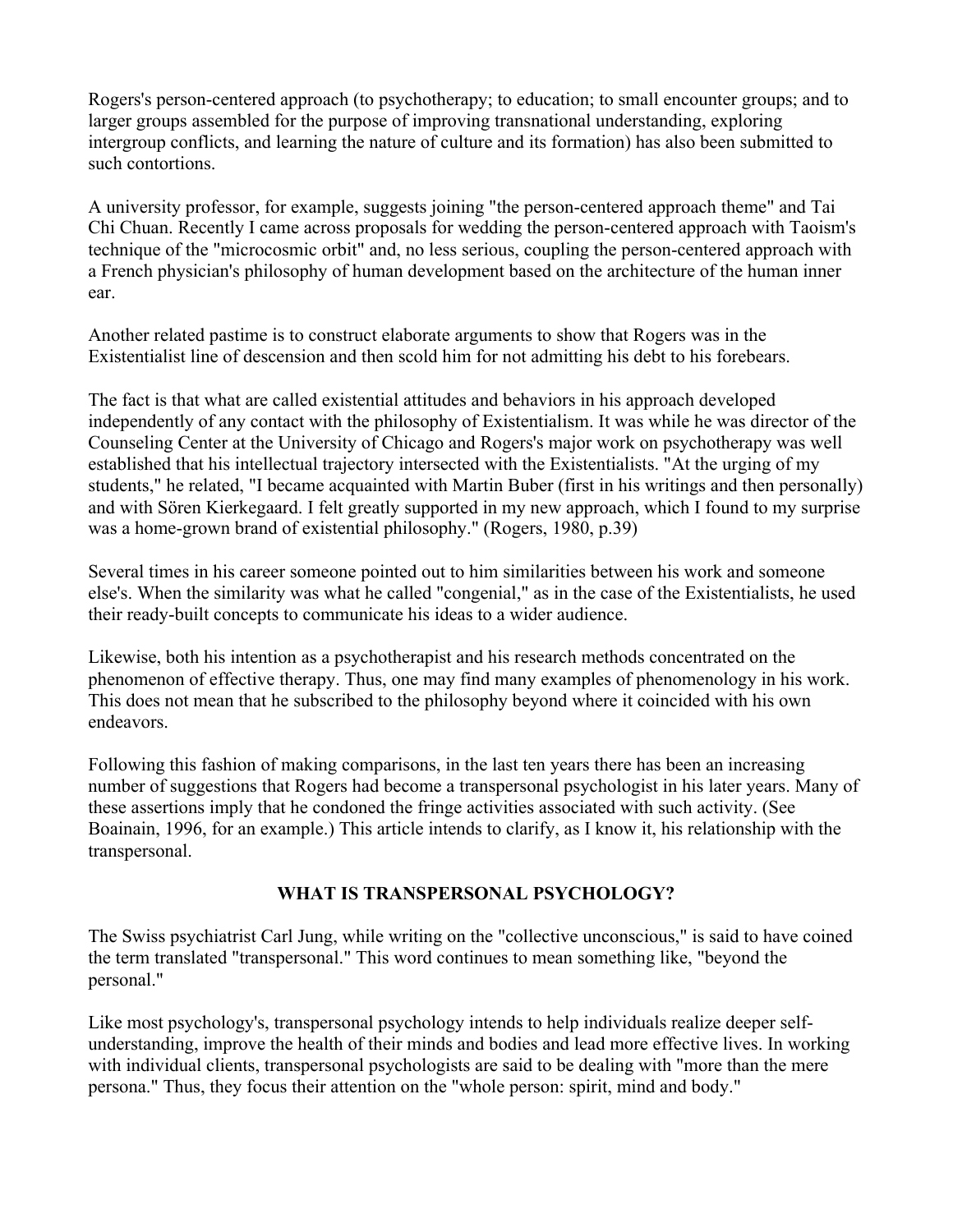Rogers's person-centered approach (to psychotherapy; to education; to small encounter groups; and to larger groups assembled for the purpose of improving transnational understanding, exploring intergroup conflicts, and learning the nature of culture and its formation) has also been submitted to such contortions.

A university professor, for example, suggests joining "the person-centered approach theme" and Tai Chi Chuan. Recently I came across proposals for wedding the person-centered approach with Taoism's technique of the "microcosmic orbit" and, no less serious, coupling the person-centered approach with a French physician's philosophy of human development based on the architecture of the human inner ear.

Another related pastime is to construct elaborate arguments to show that Rogers was in the Existentialist line of descension and then scold him for not admitting his debt to his forebears.

The fact is that what are called existential attitudes and behaviors in his approach developed independently of any contact with the philosophy of Existentialism. It was while he was director of the Counseling Center at the University of Chicago and Rogers's major work on psychotherapy was well established that his intellectual trajectory intersected with the Existentialists. "At the urging of my students," he related, "I became acquainted with Martin Buber (first in his writings and then personally) and with Sören Kierkegaard. I felt greatly supported in my new approach, which I found to my surprise was a home-grown brand of existential philosophy." (Rogers, 1980, p.39)

Several times in his career someone pointed out to him similarities between his work and someone else's. When the similarity was what he called "congenial," as in the case of the Existentialists, he used their ready-built concepts to communicate his ideas to a wider audience.

Likewise, both his intention as a psychotherapist and his research methods concentrated on the phenomenon of effective therapy. Thus, one may find many examples of phenomenology in his work. This does not mean that he subscribed to the philosophy beyond where it coincided with his own endeavors.

Following this fashion of making comparisons, in the last ten years there has been an increasing number of suggestions that Rogers had become a transpersonal psychologist in his later years. Many of these assertions imply that he condoned the fringe activities associated with such activity. (See Boainain, 1996, for an example.) This article intends to clarify, as I know it, his relationship with the transpersonal.

## WHAT IS TRANSPERSONAL PSYCHOLOGY?

The Swiss psychiatrist Carl Jung, while writing on the "collective unconscious," is said to have coined the term translated "transpersonal." This word continues to mean something like, "beyond the personal."

Like most psychology's, transpersonal psychology intends to help individuals realize deeper self-understanding, improve the health of their minds and bodies and lead more effective lives. In working with individual clients, transpersonal psychologists are said to be dealing with "more than the mere persona." Thus, they focus their attention on the "whole person: spirit, mind and body."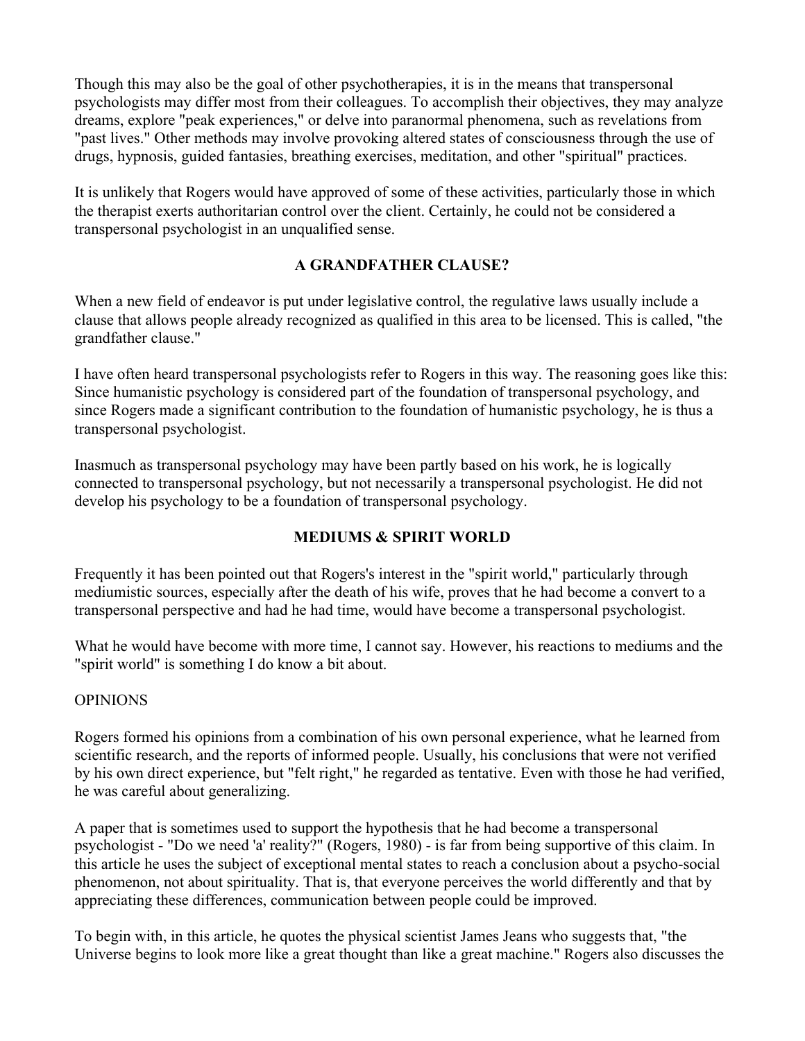Though this may also be the goal of other psychotherapies, it is in the means that transpersonal psychologists may differ most from their colleagues. To accomplish their objectives, they may analyze dreams, explore "peak experiences," or delve into paranormal phenomena, such as revelations from "past lives." Other methods may involve provoking altered states of consciousness through the use of drugs, hypnosis, guided fantasies, breathing exercises, meditation, and other "spiritual" practices.

It is unlikely that Rogers would have approved of some of these activities, particularly those in which the therapist exerts authoritarian control over the client. Certainly, he could not be considered a transpersonal psychologist in an unqualified sense.

## A GRANDFATHER CLAUSE?

When a new field of endeavor is put under legislative control, the regulative laws usually include a clause that allows people already recognized as qualified in this area to be licensed. This is called, "the grandfather clause."

I have often heard transpersonal psychologists refer to Rogers in this way. The reasoning goes like this: Since humanistic psychology is considered part of the foundation of transpersonal psychology, and since Rogers made a significant contribution to the foundation of humanistic psychology, he is thus a transpersonal psychologist.

Inasmuch as transpersonal psychology may have been partly based on his work, he is logically connected to transpersonal psychology, but not necessarily a transpersonal psychologist. He did not develop his psychology to be a foundation of transpersonal psychology.

## MEDIUMS & SPIRIT WORLD

Frequently it has been pointed out that Rogers's interest in the "spirit world," particularly through mediumistic sources, especially after the death of his wife, proves that he had become a convert to a transpersonal perspective and had he had time, would have become a transpersonal psychologist.

What he would have become with more time, I cannot say. However, his reactions to mediums and the "spirit world" is something I do know a bit about.

### OPINIONS

Rogers formed his opinions from a combination of his own personal experience, what he learned from scientific research, and the reports of informed people. Usually, his conclusions that were not verified by his own direct experience, but "felt right," he regarded as tentative. Even with those he had verified, he was careful about generalizing.

A paper that is sometimes used to support the hypothesis that he had become a transpersonal psychologist - "Do we need 'a' reality?" (Rogers, 1980) - is far from being supportive of this claim. In this article he uses the subject of exceptional mental states to reach a conclusion about a psycho-social phenomenon, not about spirituality. That is, that everyone perceives the world differently and that by appreciating these differences, communication between people could be improved.

To begin with, in this article, he quotes the physical scientist James Jeans who suggests that, "the Universe begins to look more like a great thought than like a great machine." Rogers also discusses the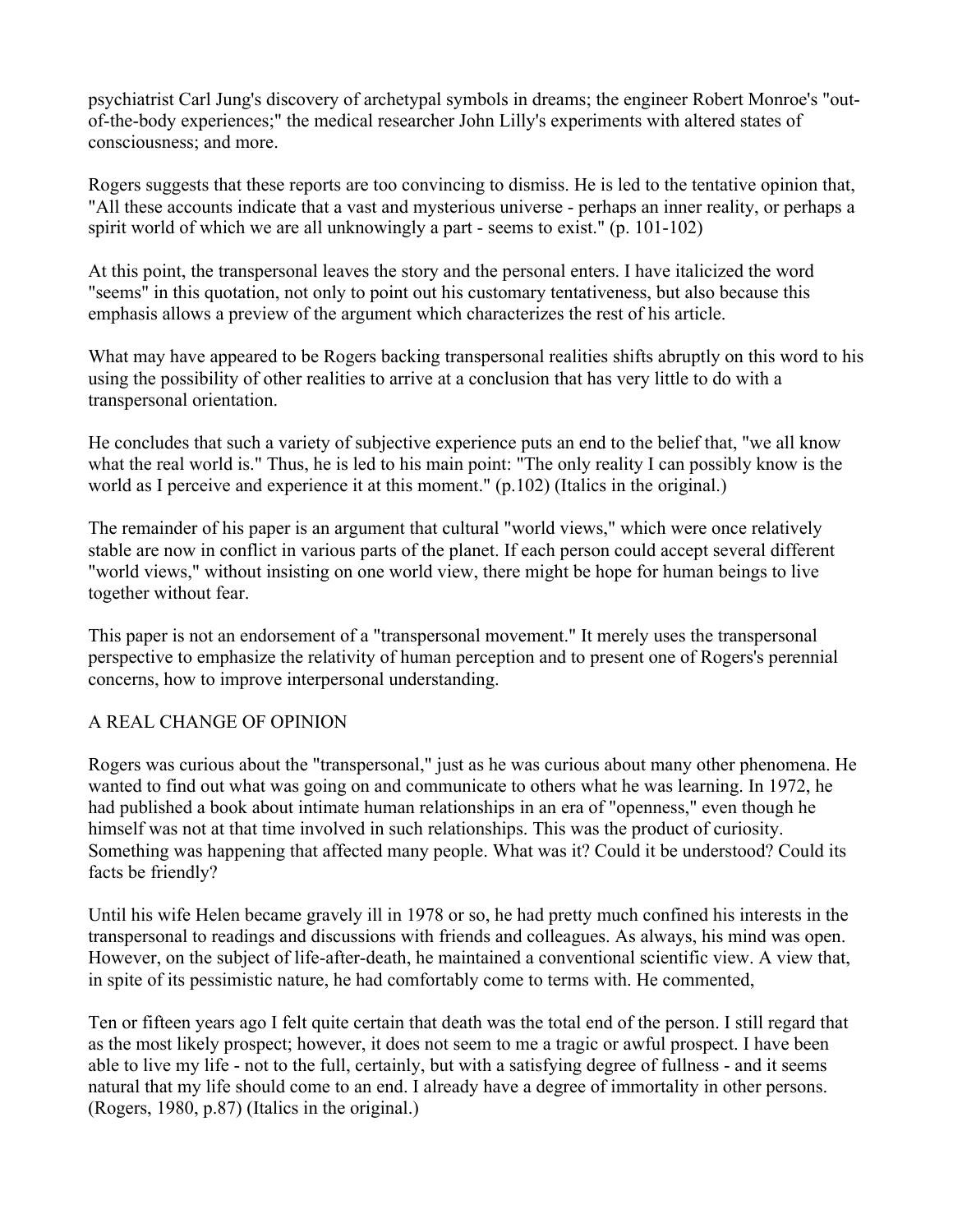psychiatrist Carl Jung's discovery of archetypal symbols in dreams; the engineer Robert Monroe's "out-of-the-body experiences;" the medical researcher John Lilly's experiments with altered states of consciousness; and more.

Rogers suggests that these reports are too convincing to dismiss. He is led to the tentative opinion that, "All these accounts indicate that a vast and mysterious universe - perhaps an inner reality, or perhaps a spirit world of which we are all unknowingly a part - seems to exist." (p. 101-102)

At this point, the transpersonal leaves the story and the personal enters. I have italicized the word "seems" in this quotation, not only to point out his customary tentativeness, but also because this emphasis allows a preview of the argument which characterizes the rest of his article.

What may have appeared to be Rogers backing transpersonal realities shifts abruptly on this word to his using the possibility of other realities to arrive at a conclusion that has very little to do with a transpersonal orientation.

He concludes that such a variety of subjective experience puts an end to the belief that, "we all know what the real world is." Thus, he is led to his main point: "The only reality I can possibly know is the world as I perceive and experience it at this moment." (p.102) (Italics in the original.)

The remainder of his paper is an argument that cultural "world views," which were once relatively stable are now in conflict in various parts of the planet. If each person could accept several different "world views," without insisting on one world view, there might be hope for human beings to live together without fear.

This paper is not an endorsement of a "transpersonal movement." It merely uses the transpersonal perspective to emphasize the relativity of human perception and to present one of Rogers's perennial concerns, how to improve interpersonal understanding.

## A REAL CHANGE OF OPINION

Rogers was curious about the "transpersonal," just as he was curious about many other phenomena. He wanted to find out what was going on and communicate to others what he was learning. In 1972, he had published a book about intimate human relationships in an era of "openness," even though he himself was not at that time involved in such relationships. This was the product of curiosity. Something was happening that affected many people. What was it? Could it be understood? Could its facts be friendly?

Until his wife Helen became gravely ill in 1978 or so, he had pretty much confined his interests in the transpersonal to readings and discussions with friends and colleagues. As always, his mind was open. However, on the subject of life-after-death, he maintained a conventional scientific view. A view that, in spite of its pessimistic nature, he had comfortably come to terms with. He commented,

Ten or fifteen years ago I felt quite certain that death was the total end of the person. I still regard that as the most likely prospect; however, it does not seem to me a tragic or awful prospect. I have been able to live my life - not to the full, certainly, but with a satisfying degree of fullness - and it seems natural that my life should come to an end. I already have a degree of immortality in other persons. (Rogers, 1980, p.87) (Italics in the original.)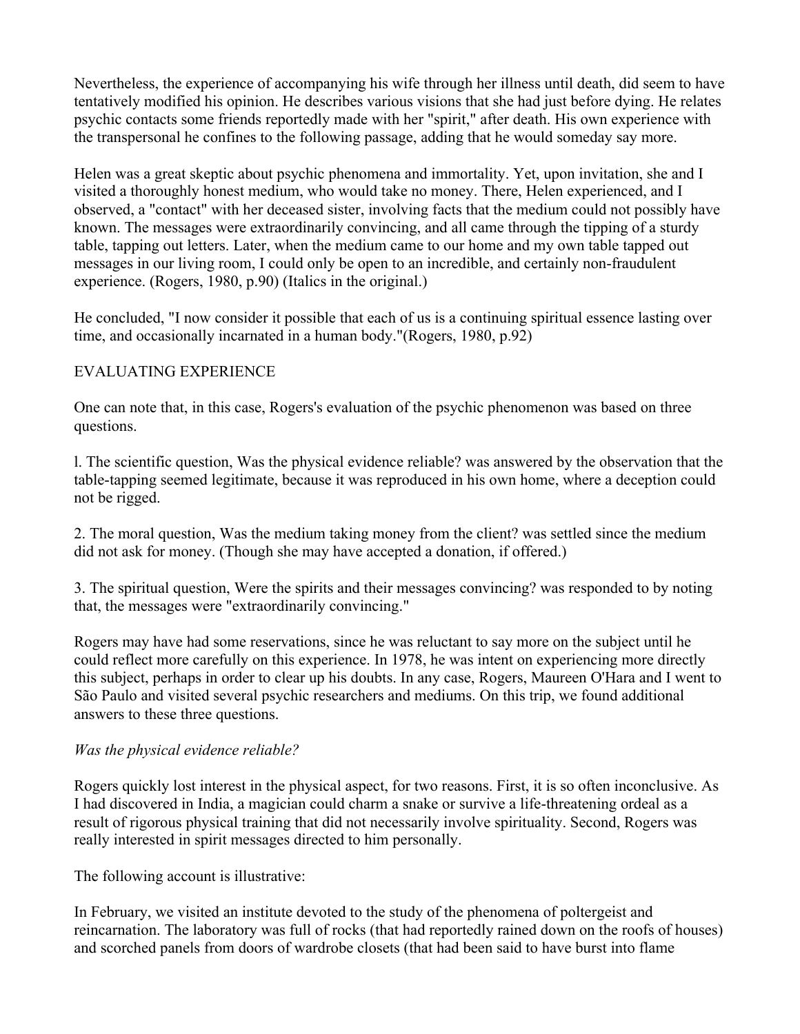Nevertheless, the experience of accompanying his wife through her illness until death, did seem to have tentatively modified his opinion. He describes various visions that she had just before dying. He relates psychic contacts some friends reportedly made with her "spirit," after death. His own experience with the transpersonal he confines to the following passage, adding that he would someday say more.

Helen was a great skeptic about psychic phenomena and immortality. Yet, upon invitation, she and I visited a thoroughly honest medium, who would take no money. There, Helen experienced, and I observed, a "contact" with her deceased sister, involving facts that the medium could not possibly have known. The messages were extraordinarily convincing, and all came through the tipping of a sturdy table, tapping out letters. Later, when the medium came to our home and my own table tapped out messages in our living room, I could only be open to an incredible, and certainly non-fraudulent experience. (Rogers, 1980, p.90) (Italics in the original.)

He concluded, "I now consider it possible that each of us is a continuing spiritual essence lasting over time, and occasionally incarnated in a human body."(Rogers, 1980, p.92)

## EVALUATING EXPERIENCE

One can note that, in this case, Rogers's evaluation of the psychic phenomenon was based on three questions.

l. The scientific question, Was the physical evidence reliable? was answered by the observation that the table-tapping seemed legitimate, because it was reproduced in his own home, where a deception could not be rigged.

2. The moral question, Was the medium taking money from the client? was settled since the medium did not ask for money. (Though she may have accepted a donation, if offered.)

3. The spiritual question, Were the spirits and their messages convincing? was responded to by noting that, the messages were "extraordinarily convincing."

Rogers may have had some reservations, since he was reluctant to say more on the subject until he could reflect more carefully on this experience. In 1978, he was intent on experiencing more directly this subject, perhaps in order to clear up his doubts. In any case, Rogers, Maureen O'Hara and I went to São Paulo and visited several psychic researchers and mediums. On this trip, we found additional answers to these three questions.

*Was the physical evidence reliable?*

Rogers quickly lost interest in the physical aspect, for two reasons. First, it is so often inconclusive. As I had discovered in India, a magician could charm a snake or survive a life-threatening ordeal as a result of rigorous physical training that did not necessarily involve spirituality. Second, Rogers was really interested in spirit messages directed to him personally.

The following account is illustrative:

In February, we visited an institute devoted to the study of the phenomena of poltergeist and reincarnation. The laboratory was full of rocks (that had reportedly rained down on the roofs of houses) and scorched panels from doors of wardrobe closets (that had been said to have burst into flame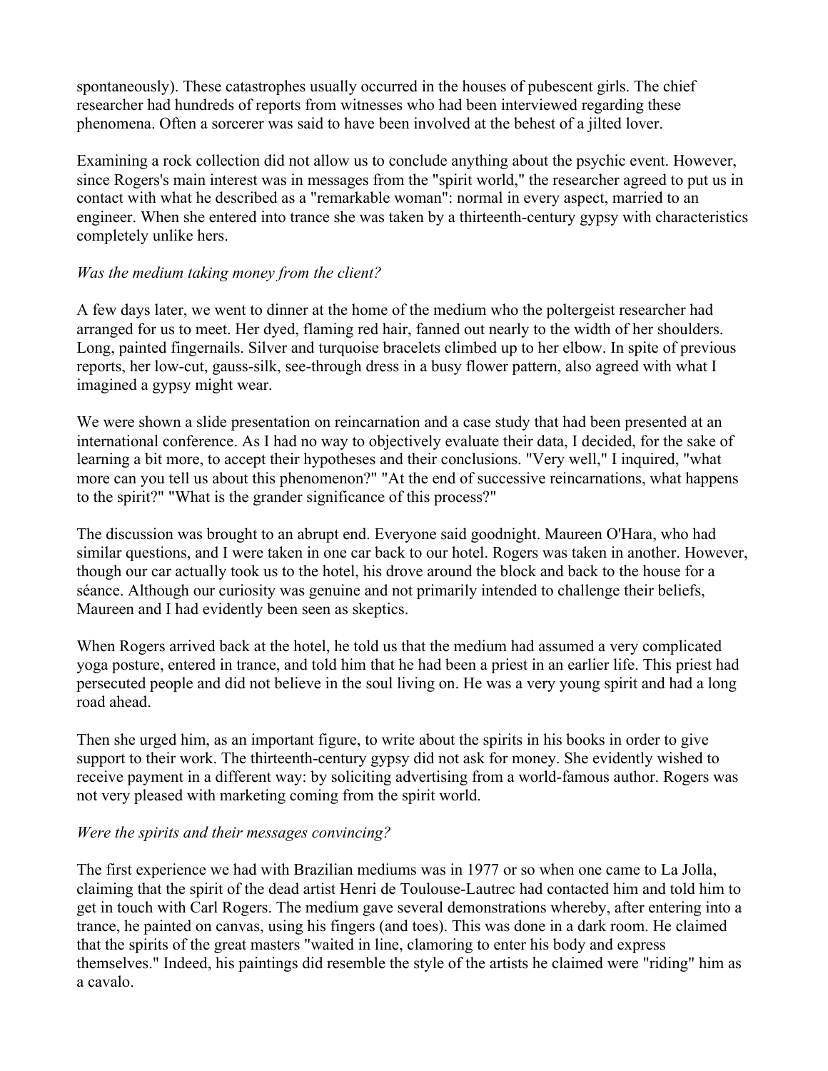spontaneously). These catastrophes usually occurred in the houses of pubescent girls. The chief researcher had hundreds of reports from witnesses who had been interviewed regarding these phenomena. Often a sorcerer was said to have been involved at the behest of a jilted lover.

Examining a rock collection did not allow us to conclude anything about the psychic event. However, since Rogers's main interest was in messages from the "spirit world," the researcher agreed to put us in contact with what he described as a "remarkable woman": normal in every aspect, married to an engineer. When she entered into trance she was taken by a thirteenth-century gypsy with characteristics completely unlike hers.

*Was the medium taking money from the client?*

A few days later, we went to dinner at the home of the medium who the poltergeist researcher had arranged for us to meet. Her dyed, flaming red hair, fanned out nearly to the width of her shoulders. Long, painted fingernails. Silver and turquoise bracelets climbed up to her elbow. In spite of previous reports, her low-cut, gauss-silk, see-through dress in a busy flower pattern, also agreed with what I imagined a gypsy might wear.

We were shown a slide presentation on reincarnation and a case study that had been presented at an international conference. As I had no way to objectively evaluate their data, I decided, for the sake of learning a bit more, to accept their hypotheses and their conclusions. "Very well," I inquired, "what more can you tell us about this phenomenon?" "At the end of successive reincarnations, what happens to the spirit?" "What is the grander significance of this process?"

The discussion was brought to an abrupt end. Everyone said goodnight. Maureen O'Hara, who had similar questions, and I were taken in one car back to our hotel. Rogers was taken in another. However, though our car actually took us to the hotel, his drove around the block and back to the house for a séance. Although our curiosity was genuine and not primarily intended to challenge their beliefs, Maureen and I had evidently been seen as skeptics.

When Rogers arrived back at the hotel, he told us that the medium had assumed a very complicated yoga posture, entered in trance, and told him that he had been a priest in an earlier life. This priest had persecuted people and did not believe in the soul living on. He was a very young spirit and had a long road ahead.

Then she urged him, as an important figure, to write about the spirits in his books in order to give support to their work. The thirteenth-century gypsy did not ask for money. She evidently wished to receive payment in a different way: by soliciting advertising from a world-famous author. Rogers was not very pleased with marketing coming from the spirit world.

*Were the spirits and their messages convincing?*

The first experience we had with Brazilian mediums was in 1977 or so when one came to La Jolla, claiming that the spirit of the dead artist Henri de Toulouse-Lautrec had contacted him and told him to get in touch with Carl Rogers. The medium gave several demonstrations whereby, after entering into a trance, he painted on canvas, using his fingers (and toes). This was done in a dark room. He claimed that the spirits of the great masters "waited in line, clamoring to enter his body and express themselves." Indeed, his paintings did resemble the style of the artists he claimed were "riding" him as a cavalo.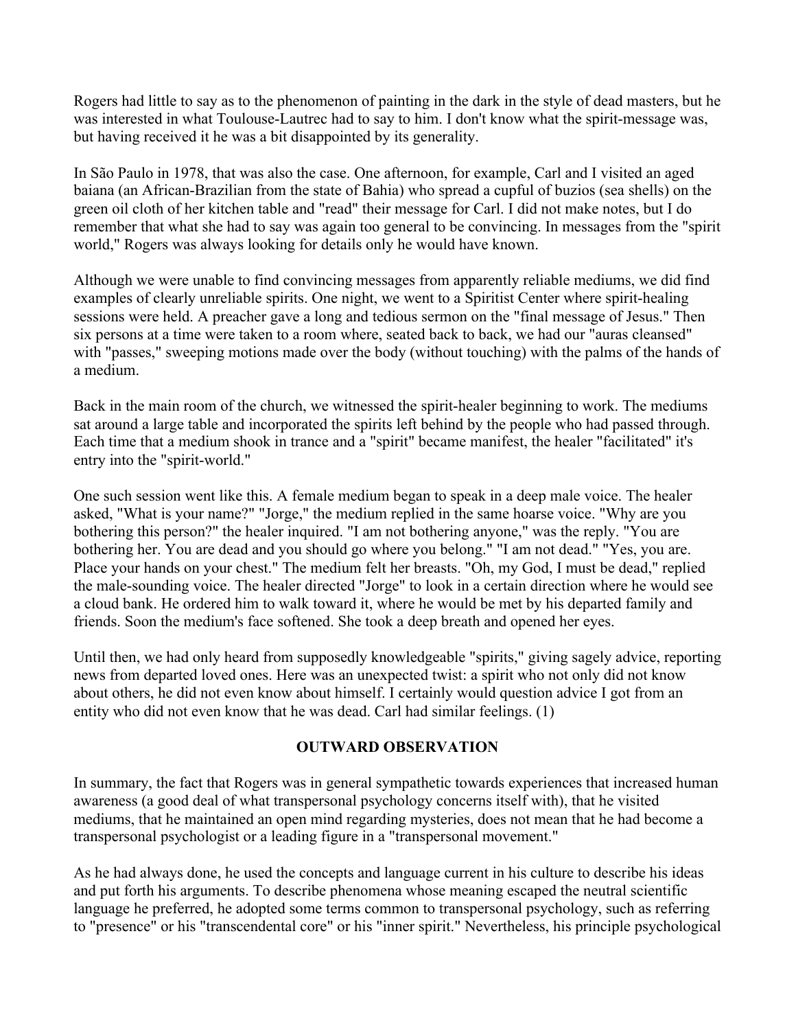Rogers had little to say as to the phenomenon of painting in the dark in the style of dead masters, but he was interested in what Toulouse-Lautrec had to say to him. I don't know what the spirit-message was, but having received it he was a bit disappointed by its generality.

In São Paulo in 1978, that was also the case. One afternoon, for example, Carl and I visited an aged baiana (an African-Brazilian from the state of Bahia) who spread a cupful of buzios (sea shells) on the green oil cloth of her kitchen table and "read" their message for Carl. I did not make notes, but I do remember that what she had to say was again too general to be convincing. In messages from the "spirit world," Rogers was always looking for details only he would have known.

Although we were unable to find convincing messages from apparently reliable mediums, we did find examples of clearly unreliable spirits. One night, we went to a Spiritist Center where spirit-healing sessions were held. A preacher gave a long and tedious sermon on the "final message of Jesus." Then six persons at a time were taken to a room where, seated back to back, we had our "auras cleansed" with "passes," sweeping motions made over the body (without touching) with the palms of the hands of a medium.

Back in the main room of the church, we witnessed the spirit-healer beginning to work. The mediums sat around a large table and incorporated the spirits left behind by the people who had passed through. Each time that a medium shook in trance and a "spirit" became manifest, the healer "facilitated" it's entry into the "spirit-world."

One such session went like this. A female medium began to speak in a deep male voice. The healer asked, "What is your name?" "Jorge," the medium replied in the same hoarse voice. "Why are you bothering this person?" the healer inquired. "I am not bothering anyone," was the reply. "You are bothering her. You are dead and you should go where you belong." "I am not dead." "Yes, you are. Place your hands on your chest." The medium felt her breasts. "Oh, my God, I must be dead," replied the male-sounding voice. The healer directed "Jorge" to look in a certain direction where he would see a cloud bank. He ordered him to walk toward it, where he would be met by his departed family and friends. Soon the medium's face softened. She took a deep breath and opened her eyes.

Until then, we had only heard from supposedly knowledgeable "spirits," giving sagely advice, reporting news from departed loved ones. Here was an unexpected twist: a spirit who not only did not know about others, he did not even know about himself. I certainly would question advice I got from an entity who did not even know that he was dead. Carl had similar feelings. (1)

## OUTWARD OBSERVATION

In summary, the fact that Rogers was in general sympathetic towards experiences that increased human awareness (a good deal of what transpersonal psychology concerns itself with), that he visited mediums, that he maintained an open mind regarding mysteries, does not mean that he had become a transpersonal psychologist or a leading figure in a "transpersonal movement."

As he had always done, he used the concepts and language current in his culture to describe his ideas and put forth his arguments. To describe phenomena whose meaning escaped the neutral scientific language he preferred, he adopted some terms common to transpersonal psychology, such as referring to "presence" or his "transcendental core" or his "inner spirit." Nevertheless, his principle psychological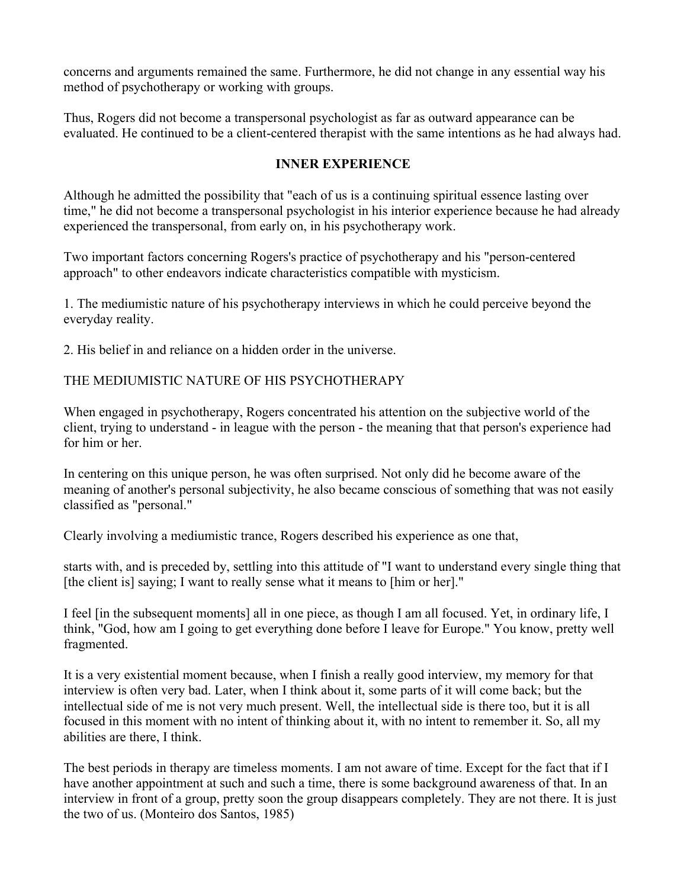concerns and arguments remained the same. Furthermore, he did not change in any essential way his method of psychotherapy or working with groups.

Thus, Rogers did not become a transpersonal psychologist as far as outward appearance can be evaluated. He continued to be a client-centered therapist with the same intentions as he had always had.

## INNER EXPERIENCE

Although he admitted the possibility that "each of us is a continuing spiritual essence lasting over time," he did not become a transpersonal psychologist in his interior experience because he had already experienced the transpersonal, from early on, in his psychotherapy work.

Two important factors concerning Rogers's practice of psychotherapy and his "person-centered approach" to other endeavors indicate characteristics compatible with mysticism.

1. The mediumistic nature of his psychotherapy interviews in which he could perceive beyond the everyday reality.

2. His belief in and reliance on a hidden order in the universe.

### THE MEDIUMISTIC NATURE OF HIS PSYCHOTHERAPY

When engaged in psychotherapy, Rogers concentrated his attention on the subjective world of the client, trying to understand - in league with the person - the meaning that that person's experience had for him or her.

In centering on this unique person, he was often surprised. Not only did he become aware of the meaning of another's personal subjectivity, he also became conscious of something that was not easily classified as "personal."

Clearly involving a mediumistic trance, Rogers described his experience as one that,

starts with, and is preceded by, settling into this attitude of "I want to understand every single thing that [the client is] saying; I want to really sense what it means to [him or her]."

I feel [in the subsequent moments] all in one piece, as though I am all focused. Yet, in ordinary life, I think, "God, how am I going to get everything done before I leave for Europe." You know, pretty well fragmented.

It is a very existential moment because, when I finish a really good interview, my memory for that interview is often very bad. Later, when I think about it, some parts of it will come back; but the intellectual side of me is not very much present. Well, the intellectual side is there too, but it is all focused in this moment with no intent of thinking about it, with no intent to remember it. So, all my abilities are there, I think.

The best periods in therapy are timeless moments. I am not aware of time. Except for the fact that if I have another appointment at such and such a time, there is some background awareness of that. In an interview in front of a group, pretty soon the group disappears completely. They are not there. It is just the two of us. (Monteiro dos Santos, 1985)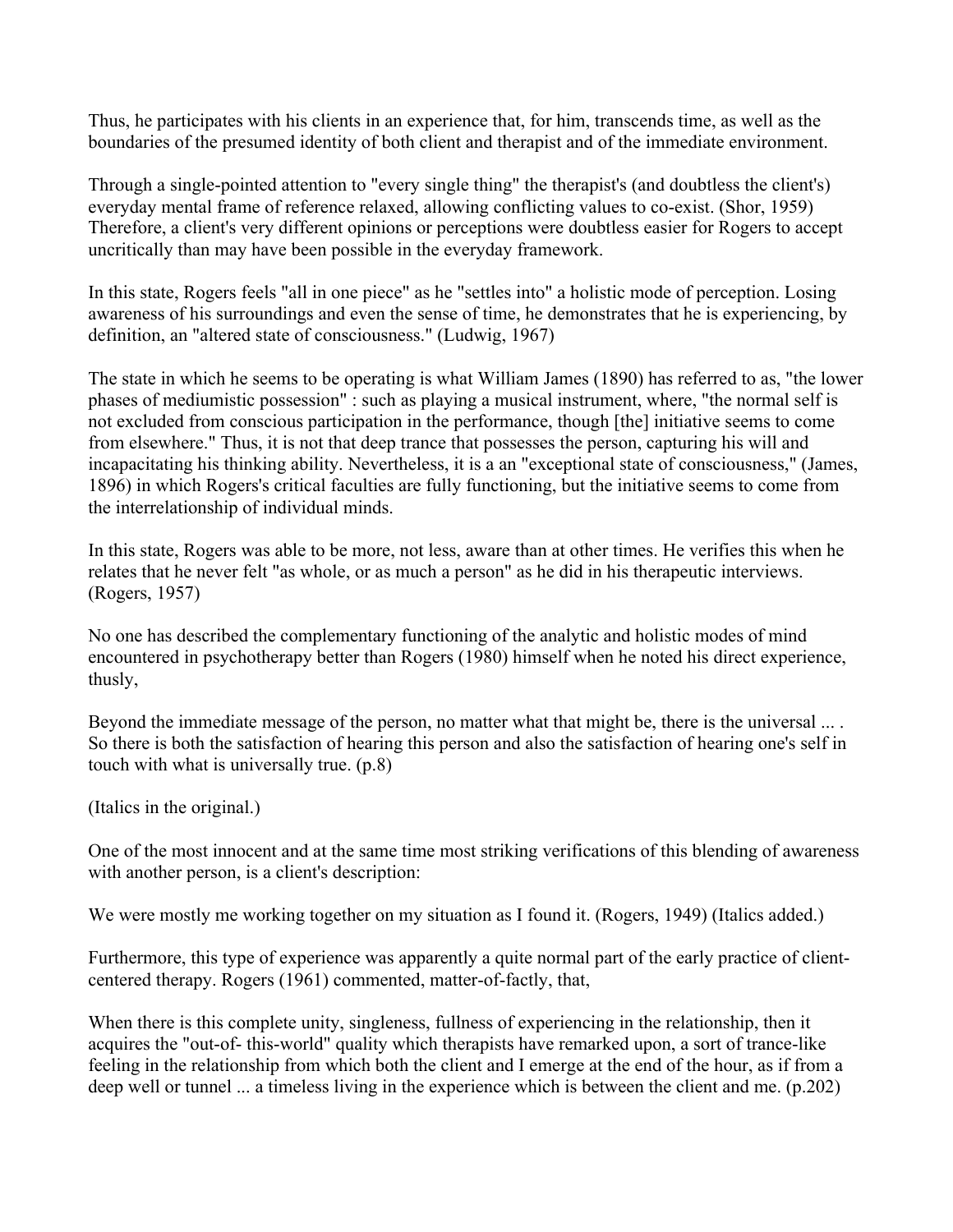Thus, he participates with his clients in an experience that, for him, transcends time, as well as the boundaries of the presumed identity of both client and therapist and of the immediate environment.

Through a single-pointed attention to "every single thing" the therapist's (and doubtless the client's) everyday mental frame of reference relaxed, allowing conflicting values to co-exist. (Shor, 1959) Therefore, a client's very different opinions or perceptions were doubtless easier for Rogers to accept uncritically than may have been possible in the everyday framework.

In this state, Rogers feels "all in one piece" as he "settles into" a holistic mode of perception. Losing awareness of his surroundings and even the sense of time, he demonstrates that he is experiencing, by definition, an "altered state of consciousness." (Ludwig, 1967)

The state in which he seems to be operating is what William James (1890) has referred to as, "the lower phases of mediumistic possession" : such as playing a musical instrument, where, "the normal self is not excluded from conscious participation in the performance, though [the] initiative seems to come from elsewhere." Thus, it is not that deep trance that possesses the person, capturing his will and incapacitating his thinking ability. Nevertheless, it is a an "exceptional state of consciousness," (James, 1896) in which Rogers's critical faculties are fully functioning, but the initiative seems to come from the interrelationship of individual minds.

In this state, Rogers was able to be more, not less, aware than at other times. He verifies this when he relates that he never felt "as whole, or as much a person" as he did in his therapeutic interviews. (Rogers, 1957)

No one has described the complementary functioning of the analytic and holistic modes of mind encountered in psychotherapy better than Rogers (1980) himself when he noted his direct experience, thusly,

Beyond the immediate message of the person, no matter what that might be, there is the universal ... . So there is both the satisfaction of hearing this person and also the satisfaction of hearing one's self in touch with what is universally true. (p.8)

(Italics in the original.)

One of the most innocent and at the same time most striking verifications of this blending of awareness with another person, is a client's description:

We were mostly me working together on my situation as I found it. (Rogers, 1949) (Italics added.)

Furthermore, this type of experience was apparently a quite normal part of the early practice of client-centered therapy. Rogers (1961) commented, matter-of-factly, that,

When there is this complete unity, singleness, fullness of experiencing in the relationship, then it acquires the "out-of- this-world" quality which therapists have remarked upon, a sort of trance-like feeling in the relationship from which both the client and I emerge at the end of the hour, as if from a deep well or tunnel ... a timeless living in the experience which is between the client and me. (p.202)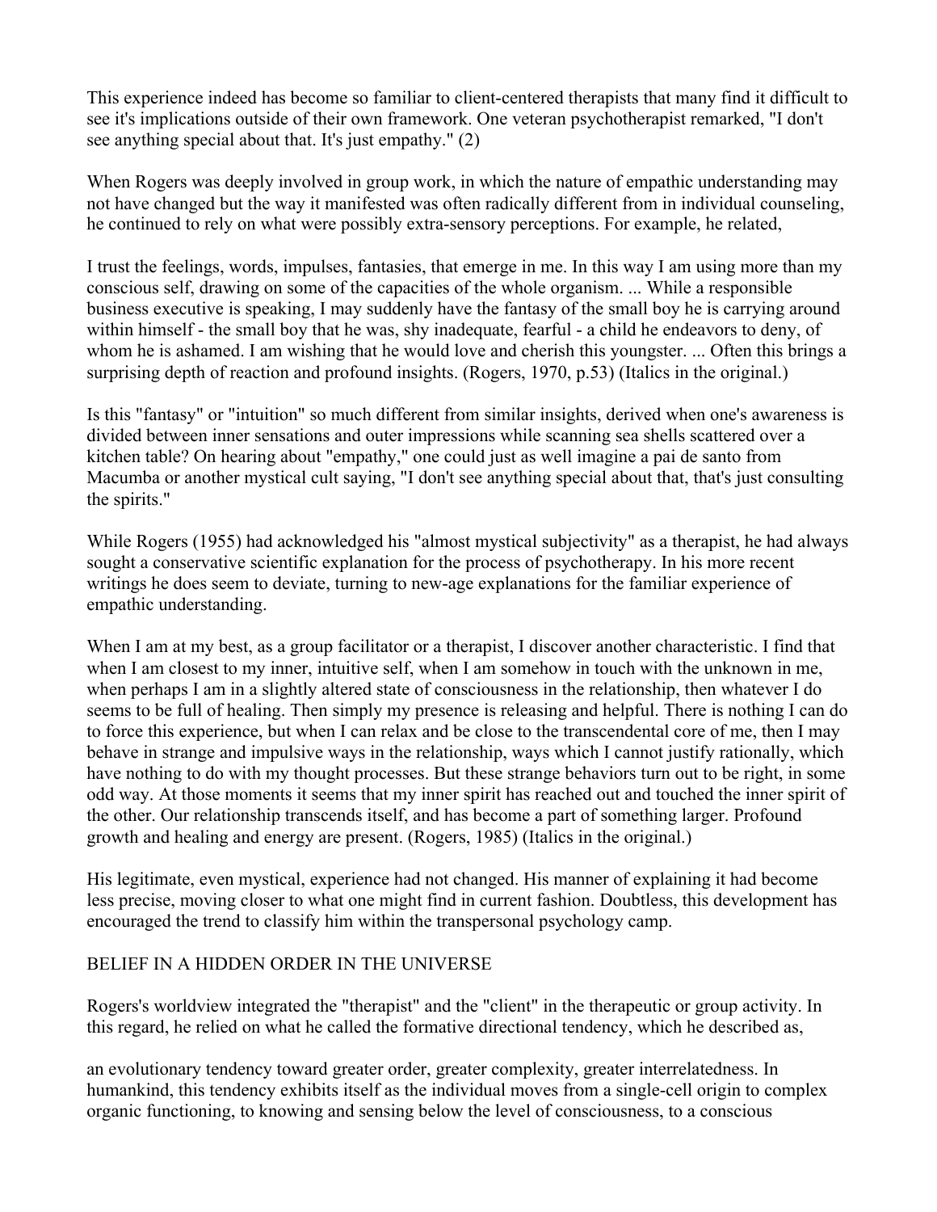This experience indeed has become so familiar to client-centered therapists that many find it difficult to see it's implications outside of their own framework. One veteran psychotherapist remarked, "I don't see anything special about that. It's just empathy." (2)

When Rogers was deeply involved in group work, in which the nature of empathic understanding may not have changed but the way it manifested was often radically different from in individual counseling, he continued to rely on what were possibly extra-sensory perceptions. For example, he related,

I trust the feelings, words, impulses, fantasies, that emerge in me. In this way I am using more than my conscious self, drawing on some of the capacities of the whole organism. ... While a responsible business executive is speaking, I may suddenly have the fantasy of the small boy he is carrying around within himself - the small boy that he was, shy inadequate, fearful - a child he endeavors to deny, of whom he is ashamed. I am wishing that he would love and cherish this youngster. ... Often this brings a surprising depth of reaction and profound insights. (Rogers, 1970, p.53) (Italics in the original.)

Is this "fantasy" or "intuition" so much different from similar insights, derived when one's awareness is divided between inner sensations and outer impressions while scanning sea shells scattered over a kitchen table? On hearing about "empathy," one could just as well imagine a pai de santo from Macumba or another mystical cult saying, "I don't see anything special about that, that's just consulting the spirits."

While Rogers (1955) had acknowledged his "almost mystical subjectivity" as a therapist, he had always sought a conservative scientific explanation for the process of psychotherapy. In his more recent writings he does seem to deviate, turning to new-age explanations for the familiar experience of empathic understanding.

When I am at my best, as a group facilitator or a therapist, I discover another characteristic. I find that when I am closest to my inner, intuitive self, when I am somehow in touch with the unknown in me, when perhaps I am in a slightly altered state of consciousness in the relationship, then whatever I do seems to be full of healing. Then simply my presence is releasing and helpful. There is nothing I can do to force this experience, but when I can relax and be close to the transcendental core of me, then I may behave in strange and impulsive ways in the relationship, ways which I cannot justify rationally, which have nothing to do with my thought processes. But these strange behaviors turn out to be right, in some odd way. At those moments it seems that my inner spirit has reached out and touched the inner spirit of the other. Our relationship transcends itself, and has become a part of something larger. Profound growth and healing and energy are present. (Rogers, 1985) (Italics in the original.)

His legitimate, even mystical, experience had not changed. His manner of explaining it had become less precise, moving closer to what one might find in current fashion. Doubtless, this development has encouraged the trend to classify him within the transpersonal psychology camp.

## BELIEF IN A HIDDEN ORDER IN THE UNIVERSE

Rogers's worldview integrated the "therapist" and the "client" in the therapeutic or group activity. In this regard, he relied on what he called the formative directional tendency, which he described as,

an evolutionary tendency toward greater order, greater complexity, greater interrelatedness. In humankind, this tendency exhibits itself as the individual moves from a single-cell origin to complex organic functioning, to knowing and sensing below the level of consciousness, to a conscious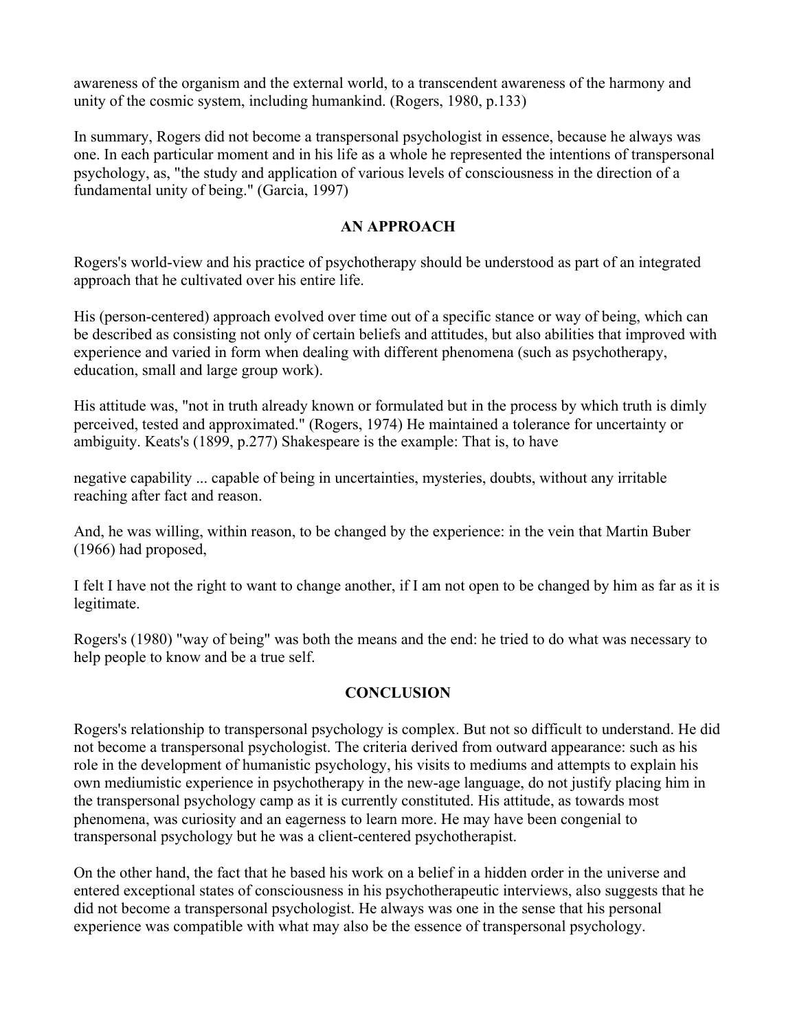awareness of the organism and the external world, to a transcendent awareness of the harmony and unity of the cosmic system, including humankind. (Rogers, 1980, p.133)

In summary, Rogers did not become a transpersonal psychologist in essence, because he always was one. In each particular moment and in his life as a whole he represented the intentions of transpersonal psychology, as, "the study and application of various levels of consciousness in the direction of a fundamental unity of being." (Garcia, 1997)

## AN APPROACH

Rogers's world-view and his practice of psychotherapy should be understood as part of an integrated approach that he cultivated over his entire life.

His (person-centered) approach evolved over time out of a specific stance or way of being, which can be described as consisting not only of certain beliefs and attitudes, but also abilities that improved with experience and varied in form when dealing with different phenomena (such as psychotherapy, education, small and large group work).

His attitude was, "not in truth already known or formulated but in the process by which truth is dimly perceived, tested and approximated." (Rogers, 1974) He maintained a tolerance for uncertainty or ambiguity. Keats's (1899, p.277) Shakespeare is the example: That is, to have

> negative capability ... capable of being in uncertainties, mysteries, doubts, without any irritable reaching after fact and reason.

And, he was willing, within reason, to be changed by the experience: in the vein that Martin Buber (1966) had proposed,

> I felt I have not the right to want to change another, if I am not open to be changed by him as far as it is legitimate.

Rogers's (1980) "way of being" was both the means and the end: he tried to do what was necessary to help people to know and be a true self.

## CONCLUSION

Rogers's relationship to transpersonal psychology is complex. But not so difficult to understand. He did not become a transpersonal psychologist. The criteria derived from outward appearance: such as his role in the development of humanistic psychology, his visits to mediums and attempts to explain his own mediumistic experience in psychotherapy in the new-age language, do not justify placing him in the transpersonal psychology camp as it is currently constituted. His attitude, as towards most phenomena, was curiosity and an eagerness to learn more. He may have been congenial to transpersonal psychology but he was a client-centered psychotherapist.

On the other hand, the fact that he based his work on a belief in a hidden order in the universe and entered exceptional states of consciousness in his psychotherapeutic interviews, also suggests that he did not become a transpersonal psychologist. He always was one in the sense that his personal experience was compatible with what may also be the essence of transpersonal psychology.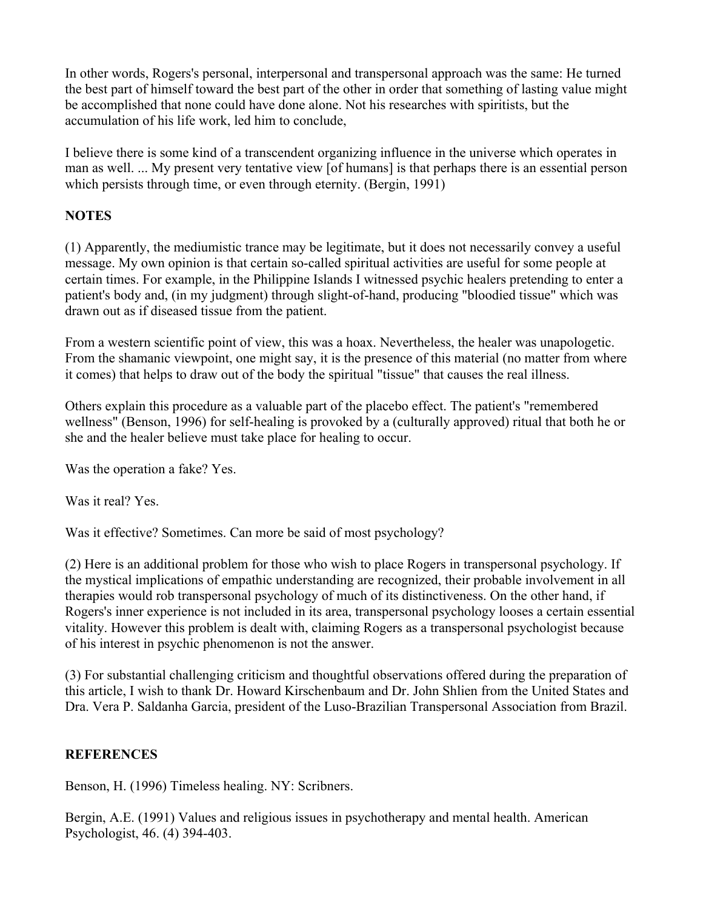In other words, Rogers's personal, interpersonal and transpersonal approach was the same: He turned the best part of himself toward the best part of the other in order that something of lasting value might be accomplished that none could have done alone. Not his researches with spiritists, but the accumulation of his life work, led him to conclude,

I believe there is some kind of a transcendent organizing influence in the universe which operates in man as well. ... My present very tentative view [of humans] is that perhaps there is an essential person which persists through time, or even through eternity. (Bergin, 1991)

**NOTES**

(1) Apparently, the mediumistic trance may be legitimate, but it does not necessarily convey a useful message. My own opinion is that certain so-called spiritual activities are useful for some people at certain times. For example, in the Philippine Islands I witnessed psychic healers pretending to enter a patient's body and, (in my judgment) through slight-of-hand, producing "bloodied tissue" which was drawn out as if diseased tissue from the patient.

From a western scientific point of view, this was a hoax. Nevertheless, the healer was unapologetic. From the shamanic viewpoint, one might say, it is the presence of this material (no matter from where it comes) that helps to draw out of the body the spiritual "tissue" that causes the real illness.

Others explain this procedure as a valuable part of the placebo effect. The patient's "remembered wellness" (Benson, 1996) for self-healing is provoked by a (culturally approved) ritual that both he or she and the healer believe must take place for healing to occur.

Was the operation a fake? Yes.

Was it real? Yes.

Was it effective? Sometimes. Can more be said of most psychology?

(2) Here is an additional problem for those who wish to place Rogers in transpersonal psychology. If the mystical implications of empathic understanding are recognized, their probable involvement in all therapies would rob transpersonal psychology of much of its distinctiveness. On the other hand, if Rogers's inner experience is not included in its area, transpersonal psychology looses a certain essential vitality. However this problem is dealt with, claiming Rogers as a transpersonal psychologist because of his interest in psychic phenomenon is not the answer.

(3) For substantial challenging criticism and thoughtful observations offered during the preparation of this article, I wish to thank Dr. Howard Kirschenbaum and Dr. John Shlien from the United States and Dra. Vera P. Saldanha Garcia, president of the Luso-Brazilian Transpersonal Association from Brazil.

**REFERENCES**

Benson, H. (1996) Timeless healing. NY: Scribners.

Bergin, A.E. (1991) Values and religious issues in psychotherapy and mental health. American Psychologist, 46. (4) 394-403.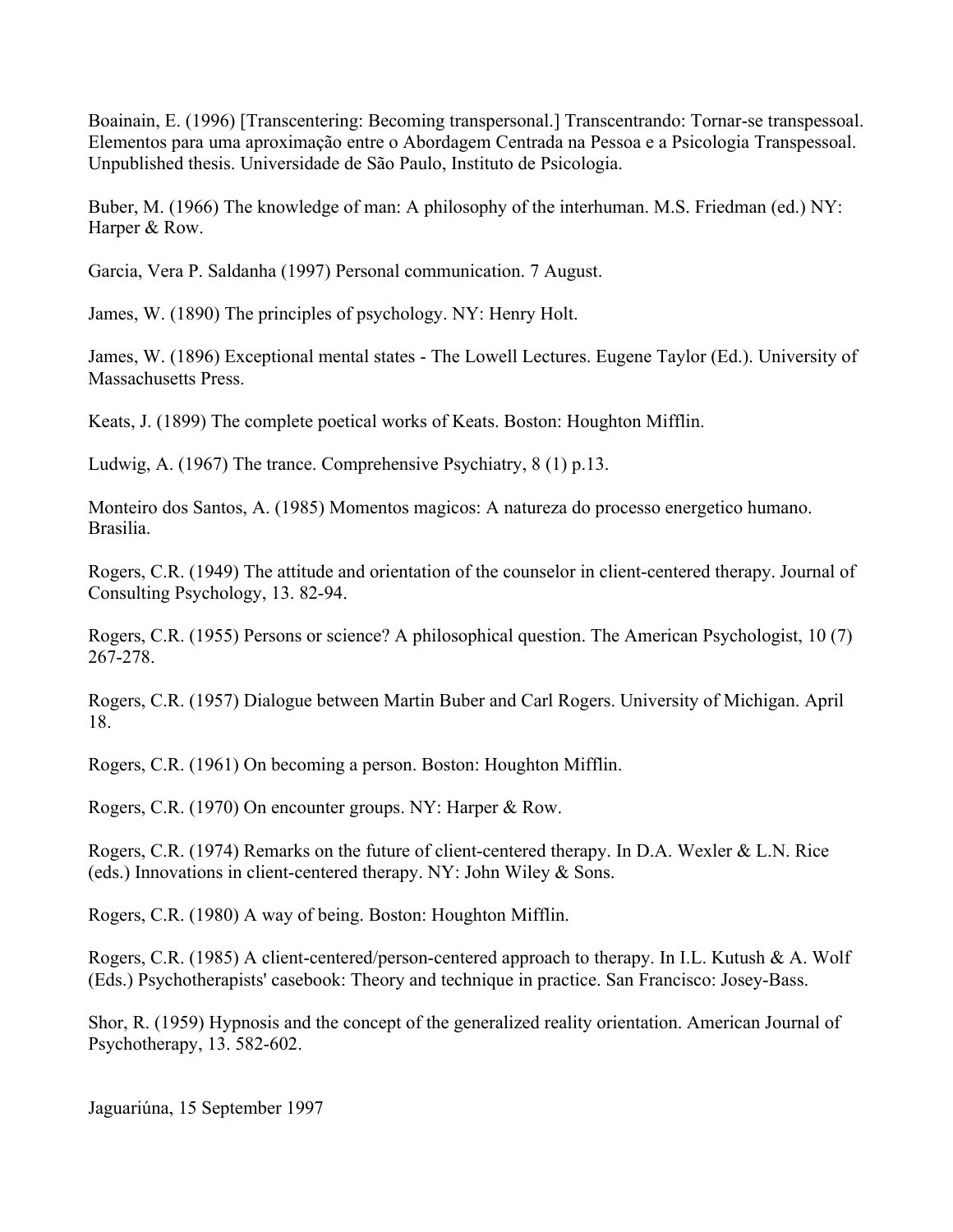Boainain, E. (1996) [Transcentering: Becoming transpersonal.] Transcentrando: Tornar-se transpessoal. Elementos para uma aproximação entre o Abordagem Centrada na Pessoa e a Psicologia Transpessoal. Unpublished thesis. Universidade de São Paulo, Instituto de Psicologia.

Buber, M. (1966) The knowledge of man: A philosophy of the interhuman. M.S. Friedman (ed.) NY: Harper & Row.

Garcia, Vera P. Saldanha (1997) Personal communication. 7 August.

James, W. (1890) The principles of psychology. NY: Henry Holt.

James, W. (1896) Exceptional mental states - The Lowell Lectures. Eugene Taylor (Ed.). University of Massachusetts Press.

Keats, J. (1899) The complete poetical works of Keats. Boston: Houghton Mifflin.

Ludwig, A. (1967) The trance. Comprehensive Psychiatry, 8 (1) p.13.

Monteiro dos Santos, A. (1985) Momentos magicos: A natureza do processo energetico humano. Brasilia.

Rogers, C.R. (1949) The attitude and orientation of the counselor in client-centered therapy. Journal of Consulting Psychology, 13. 82-94.

Rogers, C.R. (1955) Persons or science? A philosophical question. The American Psychologist, 10 (7) 267-278.

Rogers, C.R. (1957) Dialogue between Martin Buber and Carl Rogers. University of Michigan. April 18.

Rogers, C.R. (1961) On becoming a person. Boston: Houghton Mifflin.

Rogers, C.R. (1970) On encounter groups. NY: Harper & Row.

Rogers, C.R. (1974) Remarks on the future of client-centered therapy. In D.A. Wexler & L.N. Rice (eds.) Innovations in client-centered therapy. NY: John Wiley & Sons.

Rogers, C.R. (1980) A way of being. Boston: Houghton Mifflin.

Rogers, C.R. (1985) A client-centered/person-centered approach to therapy. In I.L. Kutush & A. Wolf (Eds.) Psychotherapists' casebook: Theory and technique in practice. San Francisco: Josey-Bass.

Shor, R. (1959) Hypnosis and the concept of the generalized reality orientation. American Journal of Psychotherapy, 13. 582-602.

Jaguariúna, 15 September 1997